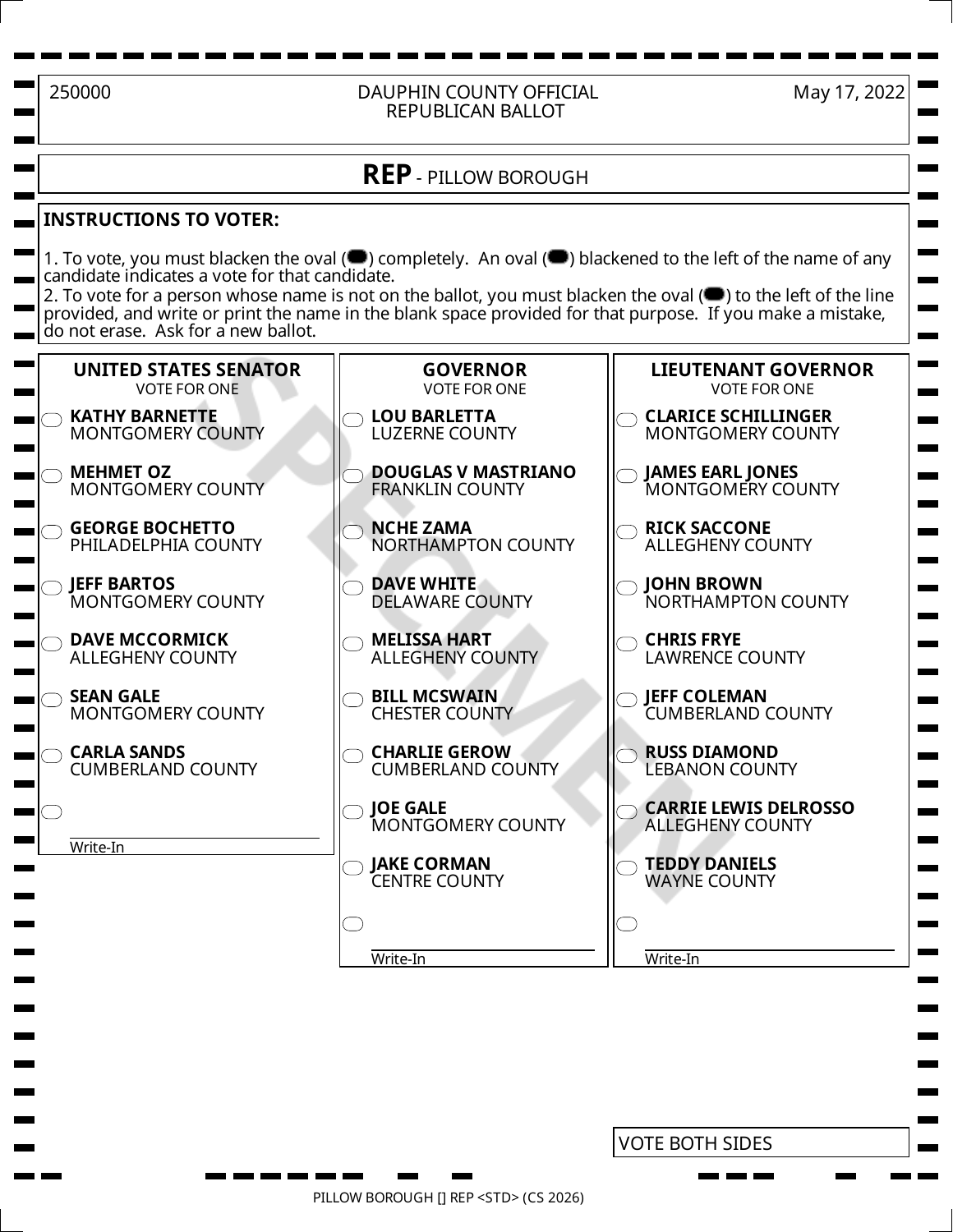250000

DAUPHIN COUNTY OFFICIAL
REPUBLICAN BALLOT

May 17, 2022

# REP - PILLOW BOROUGH

**INSTRUCTIONS TO VOTER:**

1. To vote, you must blacken the oval (⬬) completely. An oval (⬬) blackened to the left of the name of any candidate indicates a vote for that candidate.
2. To vote for a person whose name is not on the ballot, you must blacken the oval (⬬) to the left of the line provided, and write or print the name in the blank space provided for that purpose. If you make a mistake, do not erase. Ask for a new ballot.

## UNITED STATES SENATOR
VOTE FOR ONE

- **KATHY BARNETTE** MONTGOMERY COUNTY
- **MEHMET OZ** MONTGOMERY COUNTY
- **GEORGE BOCHETTO** PHILADELPHIA COUNTY
- **JEFF BARTOS** MONTGOMERY COUNTY
- **DAVE MCCORMICK** ALLEGHENY COUNTY
- **SEAN GALE** MONTGOMERY COUNTY
- **CARLA SANDS** CUMBERLAND COUNTY
- Write-In

## GOVERNOR
VOTE FOR ONE

- **LOU BARLETTA** LUZERNE COUNTY
- **DOUGLAS V MASTRIANO** FRANKLIN COUNTY
- **NCHE ZAMA** NORTHAMPTON COUNTY
- **DAVE WHITE** DELAWARE COUNTY
- **MELISSA HART** ALLEGHENY COUNTY
- **BILL MCSWAIN** CHESTER COUNTY
- **CHARLIE GEROW** CUMBERLAND COUNTY
- **JOE GALE** MONTGOMERY COUNTY
- **JAKE CORMAN** CENTRE COUNTY
- Write-In

## LIEUTENANT GOVERNOR
VOTE FOR ONE

- **CLARICE SCHILLINGER** MONTGOMERY COUNTY
- **JAMES EARL JONES** MONTGOMERY COUNTY
- **RICK SACCONE** ALLEGHENY COUNTY
- **JOHN BROWN** NORTHAMPTON COUNTY
- **CHRIS FRYE** LAWRENCE COUNTY
- **JEFF COLEMAN** CUMBERLAND COUNTY
- **RUSS DIAMOND** LEBANON COUNTY
- **CARRIE LEWIS DELROSSO** ALLEGHENY COUNTY
- **TEDDY DANIELS** WAYNE COUNTY
- Write-In

VOTE BOTH SIDES

PILLOW BOROUGH [] REP <STD> (CS 2026)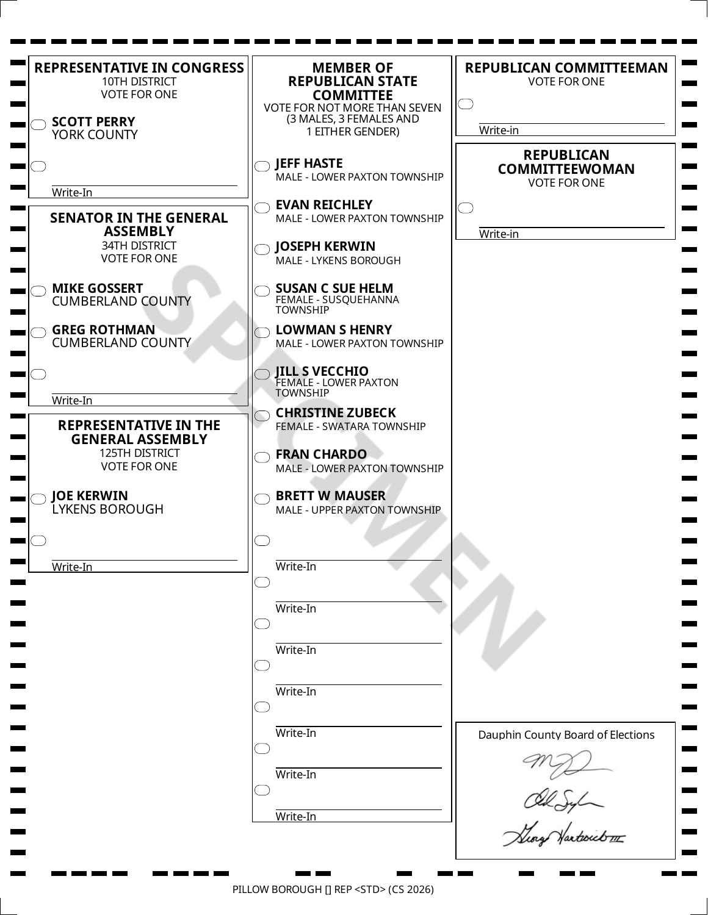## REPRESENTATIVE IN CONGRESS
10TH DISTRICT
VOTE FOR ONE

- **SCOTT PERRY**
  YORK COUNTY
- Write-In

## SENATOR IN THE GENERAL ASSEMBLY
34TH DISTRICT
VOTE FOR ONE

- **MIKE GOSSERT**
  CUMBERLAND COUNTY
- **GREG ROTHMAN**
  CUMBERLAND COUNTY
- Write-In

## REPRESENTATIVE IN THE GENERAL ASSEMBLY
125TH DISTRICT
VOTE FOR ONE

- **JOE KERWIN**
  LYKENS BOROUGH
- Write-In

## MEMBER OF REPUBLICAN STATE COMMITTEE
VOTE FOR NOT MORE THAN SEVEN
(3 MALES, 3 FEMALES AND 1 EITHER GENDER)

- **JEFF HASTE**
  MALE - LOWER PAXTON TOWNSHIP
- **EVAN REICHLEY**
  MALE - LOWER PAXTON TOWNSHIP
- **JOSEPH KERWIN**
  MALE - LYKENS BOROUGH
- **SUSAN C SUE HELM**
  FEMALE - SUSQUEHANNA TOWNSHIP
- **LOWMAN S HENRY**
  MALE - LOWER PAXTON TOWNSHIP
- **JILL S VECCHIO**
  FEMALE - LOWER PAXTON TOWNSHIP
- **CHRISTINE ZUBECK**
  FEMALE - SWATARA TOWNSHIP
- **FRAN CHARDO**
  MALE - LOWER PAXTON TOWNSHIP
- **BRETT W MAUSER**
  MALE - UPPER PAXTON TOWNSHIP
- Write-In
- Write-In
- Write-In
- Write-In
- Write-In
- Write-In
- Write-In

## REPUBLICAN COMMITTEEMAN
VOTE FOR ONE

- Write-in

## REPUBLICAN COMMITTEEWOMAN
VOTE FOR ONE

- Write-in

Dauphin County Board of Elections

PILLOW BOROUGH [] REP <STD> (CS 2026)